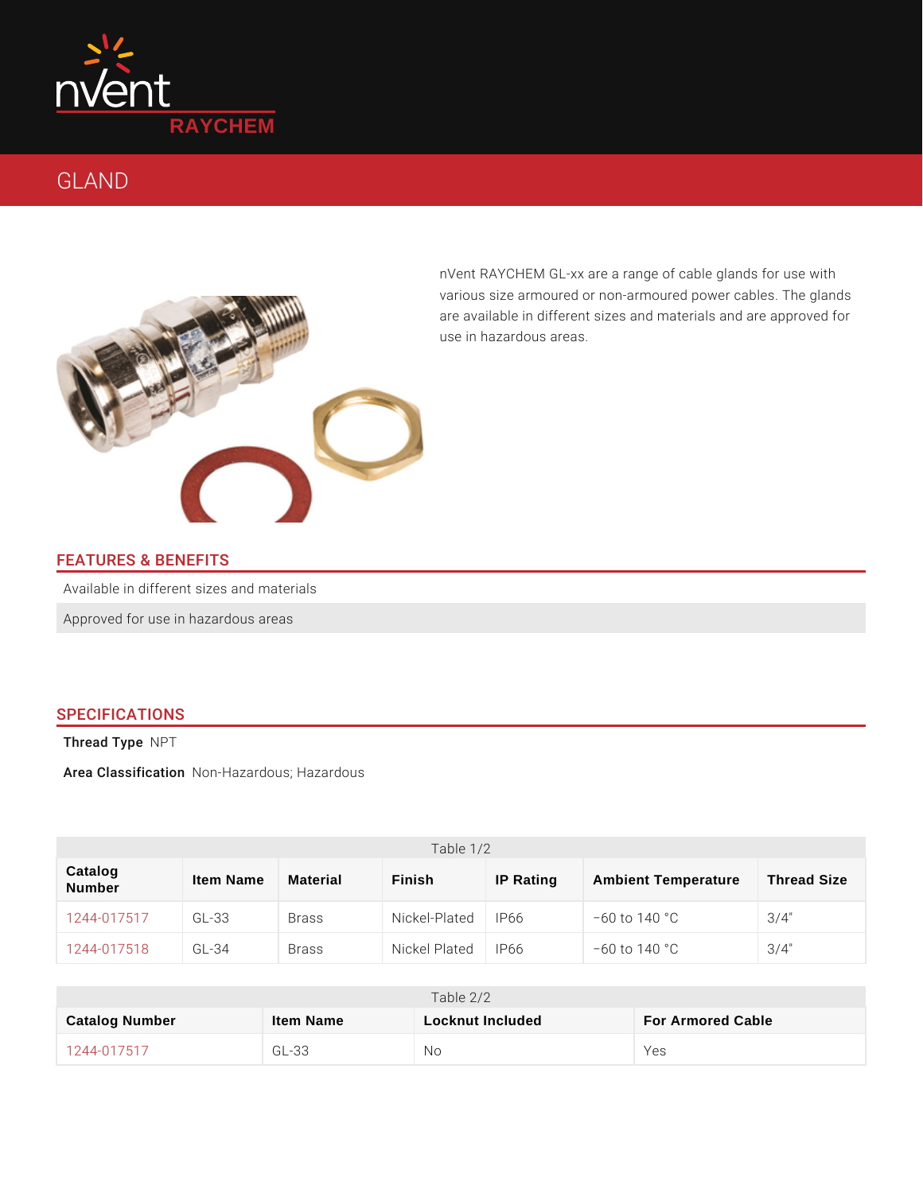nVent RAYCHEM

# GLAND

nVent RAYCHEM GL-xx are a range of cable glands for use with various size armoured or non-armoured power cables. The glands are available in different sizes and materials and are approved for use in hazardous areas.

## FEATURES & BENEFITS

Available in different sizes and materials

Approved for use in hazardous areas

## SPECIFICATIONS

**Thread Type** NPT

**Area Classification** Non-Hazardous; Hazardous

Table 1/2

| Catalog Number | Item Name | Material | Finish | IP Rating | Ambient Temperature | Thread Size |
|---|---|---|---|---|---|---|
| 1244-017517 | GL-33 | Brass | Nickel-Plated | IP66 | −60 to 140 °C | 3/4" |
| 1244-017518 | GL-34 | Brass | Nickel Plated | IP66 | −60 to 140 °C | 3/4" |

Table 2/2

| Catalog Number | Item Name | Locknut Included | For Armored Cable |
|---|---|---|---|
| 1244-017517 | GL-33 | No | Yes |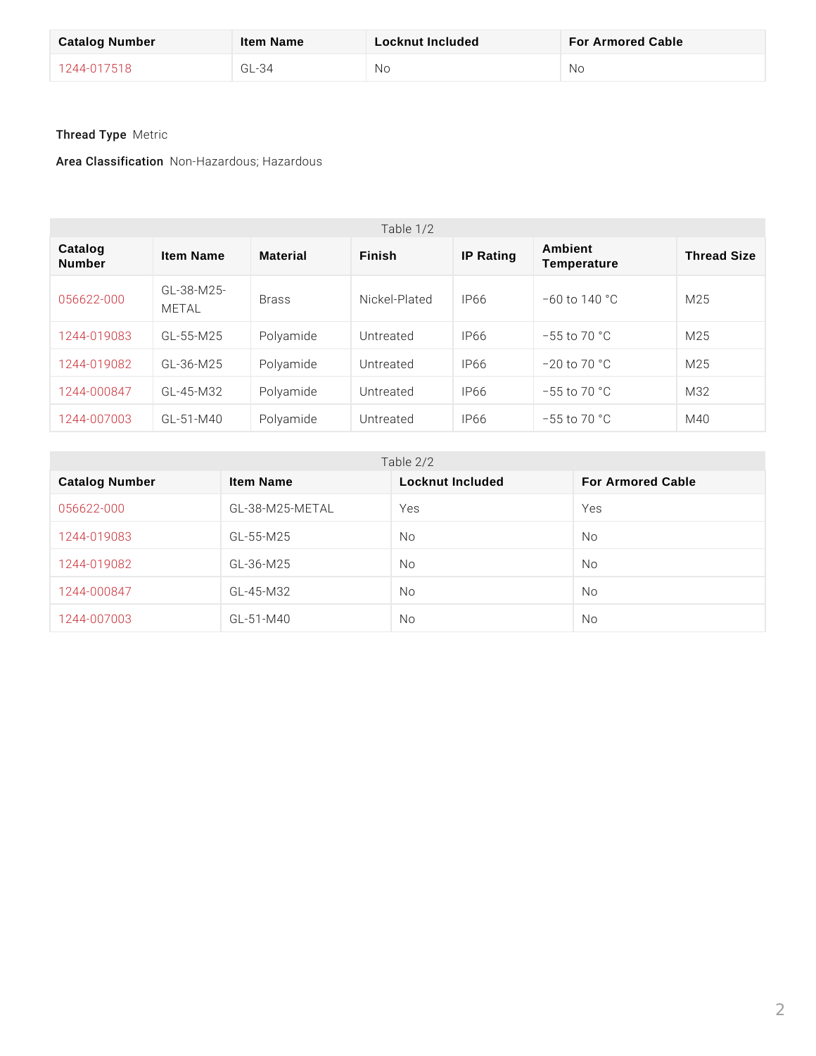| Catalog Number | Item Name | Locknut Included | For Armored Cable |
|---|---|---|---|
| 1244-017518 | GL-34 | No | No |

**Thread Type** Metric

**Area Classification** Non-Hazardous; Hazardous

Table 1/2

| Catalog Number | Item Name | Material | Finish | IP Rating | Ambient Temperature | Thread Size |
|---|---|---|---|---|---|---|
| 056622-000 | GL-38-M25-METAL | Brass | Nickel-Plated | IP66 | −60 to 140 °C | M25 |
| 1244-019083 | GL-55-M25 | Polyamide | Untreated | IP66 | −55 to 70 °C | M25 |
| 1244-019082 | GL-36-M25 | Polyamide | Untreated | IP66 | −20 to 70 °C | M25 |
| 1244-000847 | GL-45-M32 | Polyamide | Untreated | IP66 | −55 to 70 °C | M32 |
| 1244-007003 | GL-51-M40 | Polyamide | Untreated | IP66 | −55 to 70 °C | M40 |

Table 2/2

| Catalog Number | Item Name | Locknut Included | For Armored Cable |
|---|---|---|---|
| 056622-000 | GL-38-M25-METAL | Yes | Yes |
| 1244-019083 | GL-55-M25 | No | No |
| 1244-019082 | GL-36-M25 | No | No |
| 1244-000847 | GL-45-M32 | No | No |
| 1244-007003 | GL-51-M40 | No | No |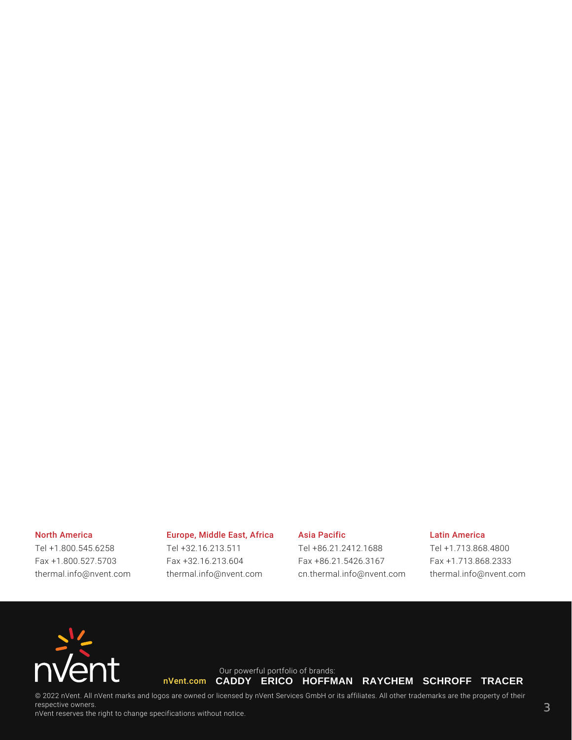**North America**
Tel +1.800.545.6258
Fax +1.800.527.5703
thermal.info@nvent.com

**Europe, Middle East, Africa**
Tel +32.16.213.511
Fax +32.16.213.604
thermal.info@nvent.com

**Asia Pacific**
Tel +86.21.2412.1688
Fax +86.21.5426.3167
cn.thermal.info@nvent.com

**Latin America**
Tel +1.713.868.4800
Fax +1.713.868.2333
thermal.info@nvent.com

nVent

Our powerful portfolio of brands:
**nVent.com** **CADDY** **ERICO** **HOFFMAN** **RAYCHEM** **SCHROFF** **TRACER**

© 2022 nVent. All nVent marks and logos are owned or licensed by nVent Services GmbH or its affiliates. All other trademarks are the property of their respective owners.
nVent reserves the right to change specifications without notice.